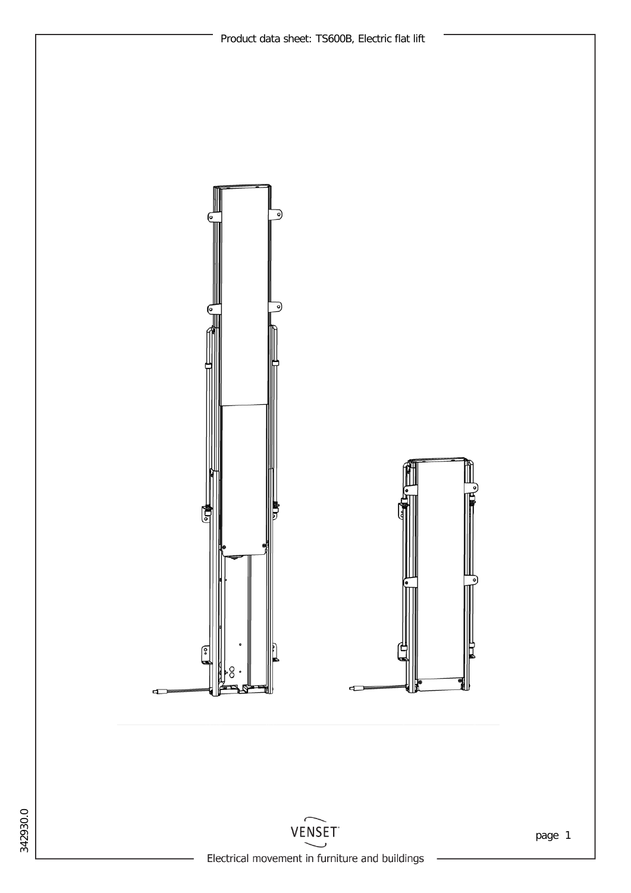Product data sheet: TS600B, Electric flat lift

342930.0

VENSET

Electrical movement in furniture and buildings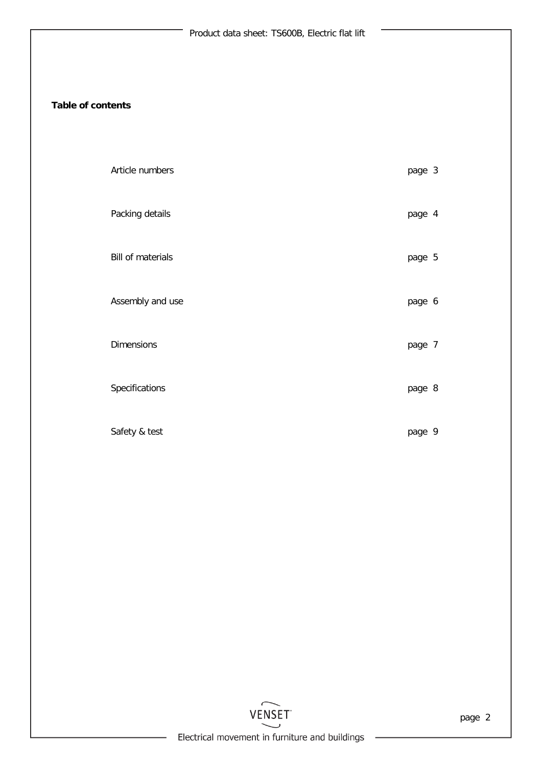**Table of contents**

| | |
|---|---|
| Article numbers | page 3 |
| Packing details | page 4 |
| Bill of materials | page 5 |
| Assembly and use | page 6 |
| Dimensions | page 7 |
| Specifications | page 8 |
| Safety & test | page 9 |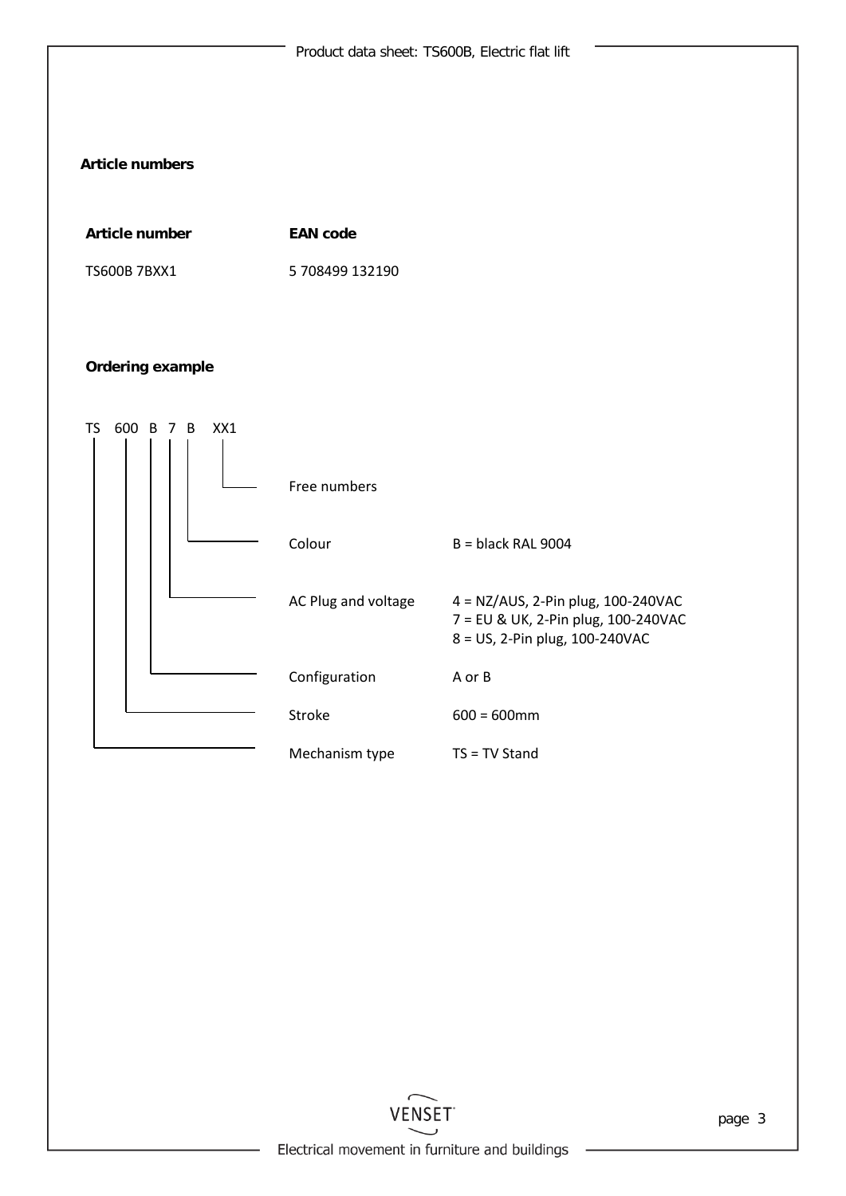## Article numbers

| Article number | EAN code |
| --- | --- |
| TS600B 7BXX1 | 5 708499 132190 |

### Ordering example

TS 600 B 7 B XX1

| Position | Description | Options |
| --- | --- | --- |
| XX1 | Free numbers | |
| B | Colour | B = black RAL 9004 |
| 7 | AC Plug and voltage | 4 = NZ/AUS, 2-Pin plug, 100-240VAC<br>7 = EU & UK, 2-Pin plug, 100-240VAC<br>8 = US, 2-Pin plug, 100-240VAC |
| B | Configuration | A or B |
| 600 | Stroke | 600 = 600mm |
| TS | Mechanism type | TS = TV Stand |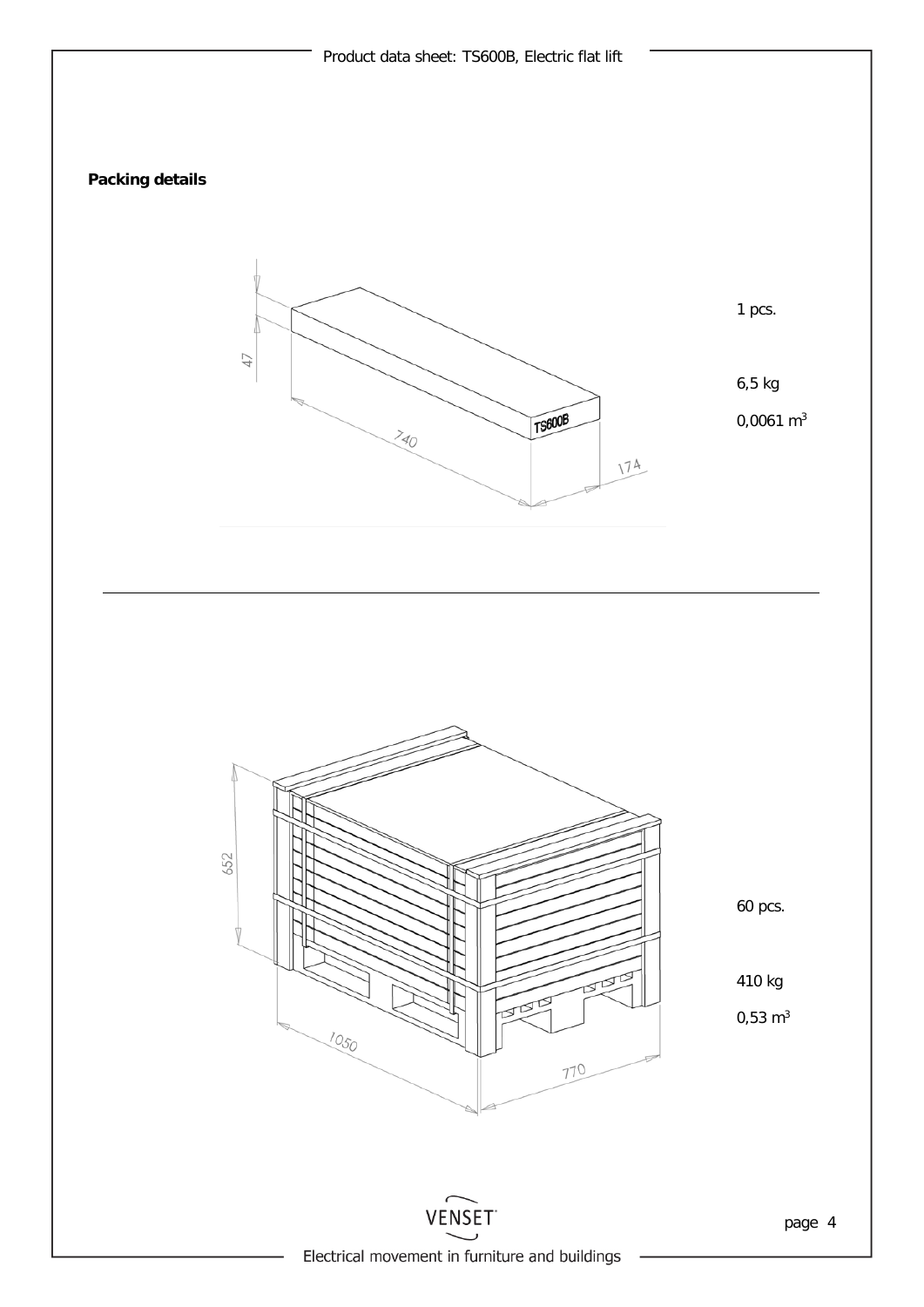**Packing details**

1 pcs.

6,5 kg

0,0061 m³

60 pcs.

410 kg

0,53 m³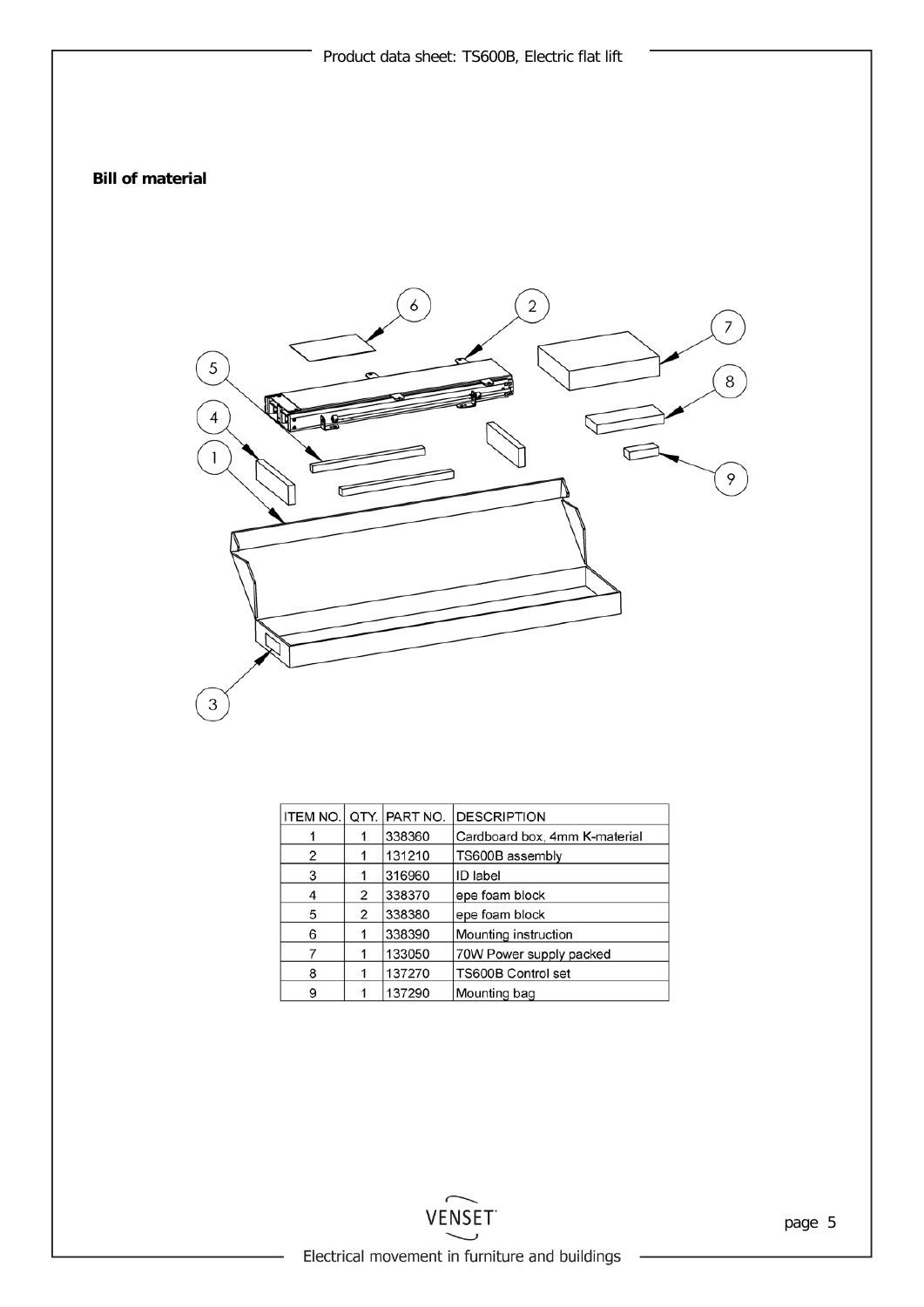**Bill of material**

| ITEM NO. | QTY. | PART NO. | DESCRIPTION |
|---|---|---|---|
| 1 | 1 | 338360 | Cardboard box, 4mm K-material |
| 2 | 1 | 131210 | TS600B assembly |
| 3 | 1 | 316960 | ID label |
| 4 | 2 | 338370 | epe foam block |
| 5 | 2 | 338380 | epe foam block |
| 6 | 1 | 338390 | Mounting instruction |
| 7 | 1 | 133050 | 70W Power supply packed |
| 8 | 1 | 137270 | TS600B Control set |
| 9 | 1 | 137290 | Mounting bag |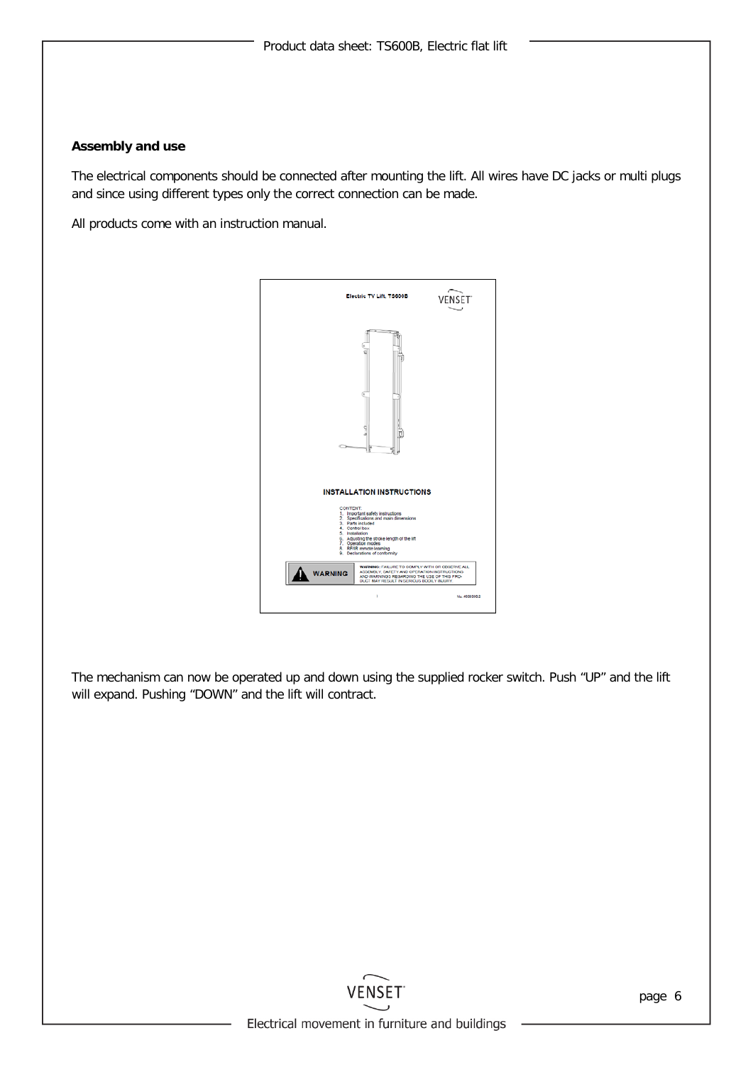**Assembly and use**

The electrical components should be connected after mounting the lift. All wires have DC jacks or multi plugs and since using different types only the correct connection can be made.

All products come with an instruction manual.

The mechanism can now be operated up and down using the supplied rocker switch. Push “UP” and the lift will expand. Pushing “DOWN” and the lift will contract.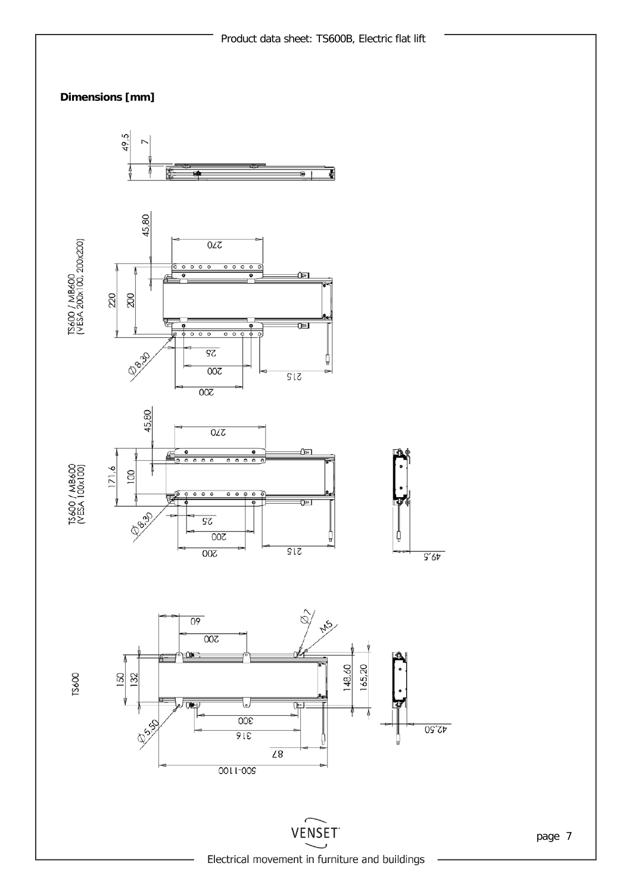**Dimensions [mm]**

TS600 / MB600
(VESA 200x100, 200x200)

TS600 / MB600
(VESA 100x100)

TS600

49,5

7

45,80

270

220

200

Ø8,30

25

200

200

215

45,80

270

171,6

100

Ø8,30

25

200

200

215

49,5

60

200

Ø7

M5

150

132

148,60

165,20

Ø5,50

300

316

87

500-1100

42,50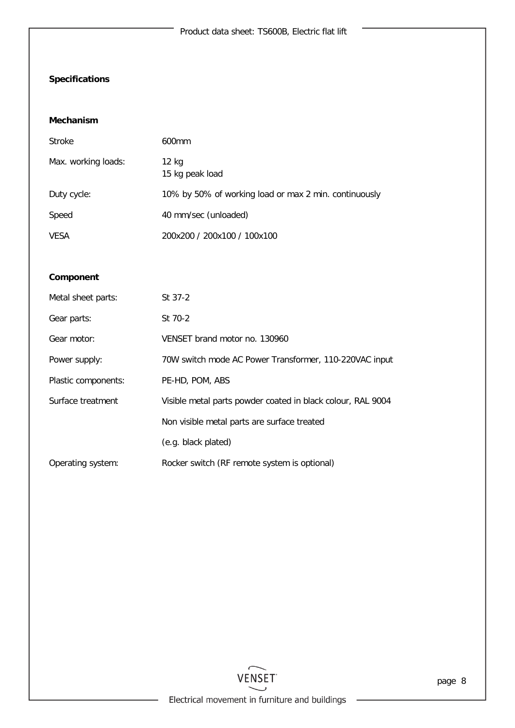## Specifications

### Mechanism

| | |
|---|---|
| Stroke | 600mm |
| Max. working loads: | 12 kg<br>15 kg peak load |
| Duty cycle: | 10% by 50% of working load or max 2 min. continuously |
| Speed | 40 mm/sec (unloaded) |
| VESA | 200x200 / 200x100 / 100x100 |

### Component

| | |
|---|---|
| Metal sheet parts: | St 37-2 |
| Gear parts: | St 70-2 |
| Gear motor: | VENSET brand motor no. 130960 |
| Power supply: | 70W switch mode AC Power Transformer, 110-220VAC input |
| Plastic components: | PE-HD, POM, ABS |
| Surface treatment | Visible metal parts powder coated in black colour, RAL 9004 |
| | Non visible metal parts are surface treated |
| | (e.g. black plated) |
| Operating system: | Rocker switch (RF remote system is optional) |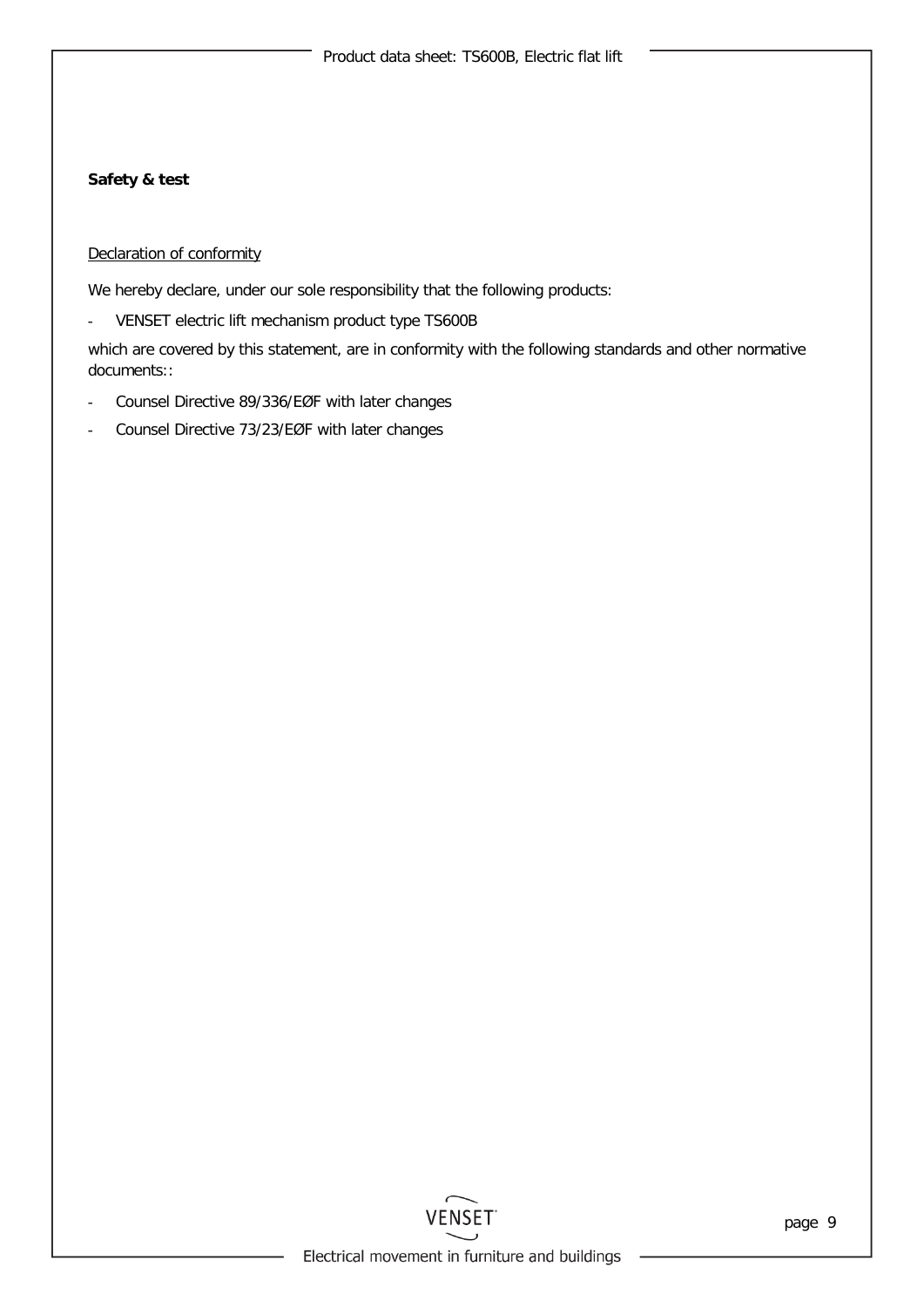**Safety & test**

Declaration of conformity

We hereby declare, under our sole responsibility that the following products:

- VENSET electric lift mechanism product type TS600B

which are covered by this statement, are in conformity with the following standards and other normative documents::

- Counsel Directive 89/336/EØF with later changes
- Counsel Directive 73/23/EØF with later changes